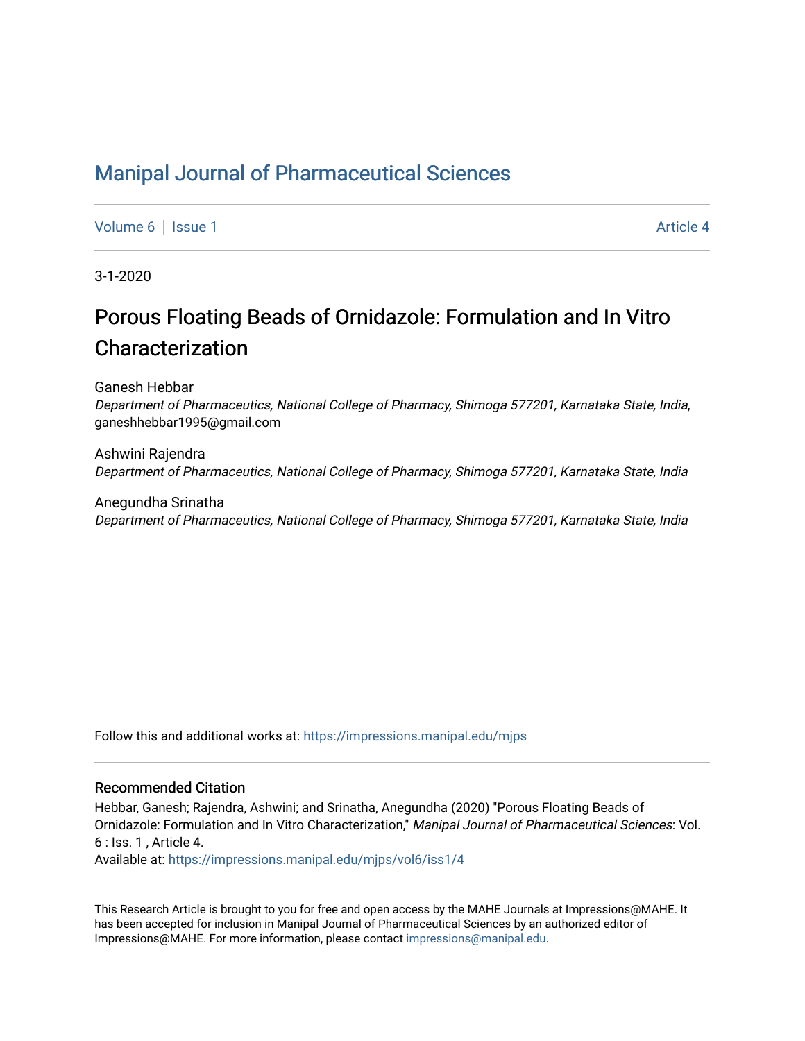# Manipal Journal of Pharmaceutical Sciences

Volume 6 | Issue 1 Article 4

3-1-2020

## Porous Floating Beads of Ornidazole: Formulation and In Vitro Characterization

Ganesh Hebbar
*Department of Pharmaceutics, National College of Pharmacy, Shimoga 577201, Karnataka State, India*, ganeshhebbar1995@gmail.com

Ashwini Rajendra
*Department of Pharmaceutics, National College of Pharmacy, Shimoga 577201, Karnataka State, India*

Anegundha Srinatha
*Department of Pharmaceutics, National College of Pharmacy, Shimoga 577201, Karnataka State, India*

Follow this and additional works at: https://impressions.manipal.edu/mjps

### Recommended Citation

Hebbar, Ganesh; Rajendra, Ashwini; and Srinatha, Anegundha (2020) "Porous Floating Beads of Ornidazole: Formulation and In Vitro Characterization," *Manipal Journal of Pharmaceutical Sciences*: Vol. 6 : Iss. 1 , Article 4.
Available at: https://impressions.manipal.edu/mjps/vol6/iss1/4

This Research Article is brought to you for free and open access by the MAHE Journals at Impressions@MAHE. It has been accepted for inclusion in Manipal Journal of Pharmaceutical Sciences by an authorized editor of Impressions@MAHE. For more information, please contact impressions@manipal.edu.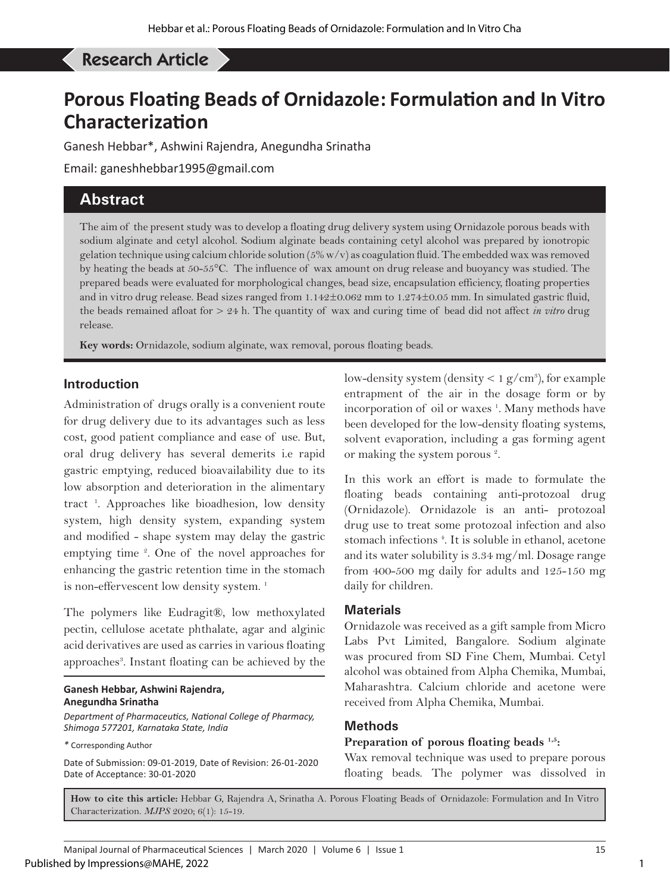Research Article

# Porous Floating Beads of Ornidazole: Formulation and In Vitro Characterization

Ganesh Hebbar*, Ashwini Rajendra, Anegundha Srinatha

Email: ganeshhebbar1995@gmail.com

## Abstract

The aim of the present study was to develop a floating drug delivery system using Ornidazole porous beads with sodium alginate and cetyl alcohol. Sodium alginate beads containing cetyl alcohol was prepared by ionotropic gelation technique using calcium chloride solution (5% w/v) as coagulation fluid. The embedded wax was removed by heating the beads at 50-55°C. The influence of wax amount on drug release and buoyancy was studied. The prepared beads were evaluated for morphological changes, bead size, encapsulation efficiency, floating properties and in vitro drug release. Bead sizes ranged from 1.142±0.062 mm to 1.274±0.05 mm. In simulated gastric fluid, the beads remained afloat for > 24 h. The quantity of wax and curing time of bead did not affect *in vitro* drug release.

**Key words:** Ornidazole, sodium alginate, wax removal, porous floating beads.

## Introduction

Administration of drugs orally is a convenient route for drug delivery due to its advantages such as less cost, good patient compliance and ease of use. But, oral drug delivery has several demerits i.e rapid gastric emptying, reduced bioavailability due to its low absorption and deterioration in the alimentary tract [1]. Approaches like bioadhesion, low density system, high density system, expanding system and modified - shape system may delay the gastric emptying time [2]. One of the novel approaches for enhancing the gastric retention time in the stomach is non-effervescent low density system. [1]

The polymers like Eudragit®, low methoxylated pectin, cellulose acetate phthalate, agar and alginic acid derivatives are used as carries in various floating approaches[3]. Instant floating can be achieved by the low-density system (density < 1 g/cm$^3$), for example entrapment of the air in the dosage form or by incorporation of oil or waxes [1]. Many methods have been developed for the low-density floating systems, solvent evaporation, including a gas forming agent or making the system porous [2].

In this work an effort is made to formulate the floating beads containing anti-protozoal drug (Ornidazole). Ornidazole is an anti- protozoal drug use to treat some protozoal infection and also stomach infections [4]. It is soluble in ethanol, acetone and its water solubility is 3.34 mg/ml. Dosage range from 400-500 mg daily for adults and 125-150 mg daily for children.

**Ganesh Hebbar, Ashwini Rajendra, Anegundha Srinatha**

*Department of Pharmaceutics, National College of Pharmacy, Shimoga 577201, Karnataka State, India*

\* Corresponding Author

Date of Submission: 09-01-2019, Date of Revision: 26-01-2020
Date of Acceptance: 30-01-2020

## Materials

Ornidazole was received as a gift sample from Micro Labs Pvt Limited, Bangalore. Sodium alginate was procured from SD Fine Chem, Mumbai. Cetyl alcohol was obtained from Alpha Chemika, Mumbai, Maharashtra. Calcium chloride and acetone were received from Alpha Chemika, Mumbai.

## Methods

**Preparation of porous floating beads [1,5]:**

Wax removal technique was used to prepare porous floating beads. The polymer was dissolved in

**How to cite this article:** Hebbar G, Rajendra A, Srinatha A. Porous Floating Beads of Ornidazole: Formulation and In Vitro Characterization. *MJPS* 2020; 6(1): 15-19.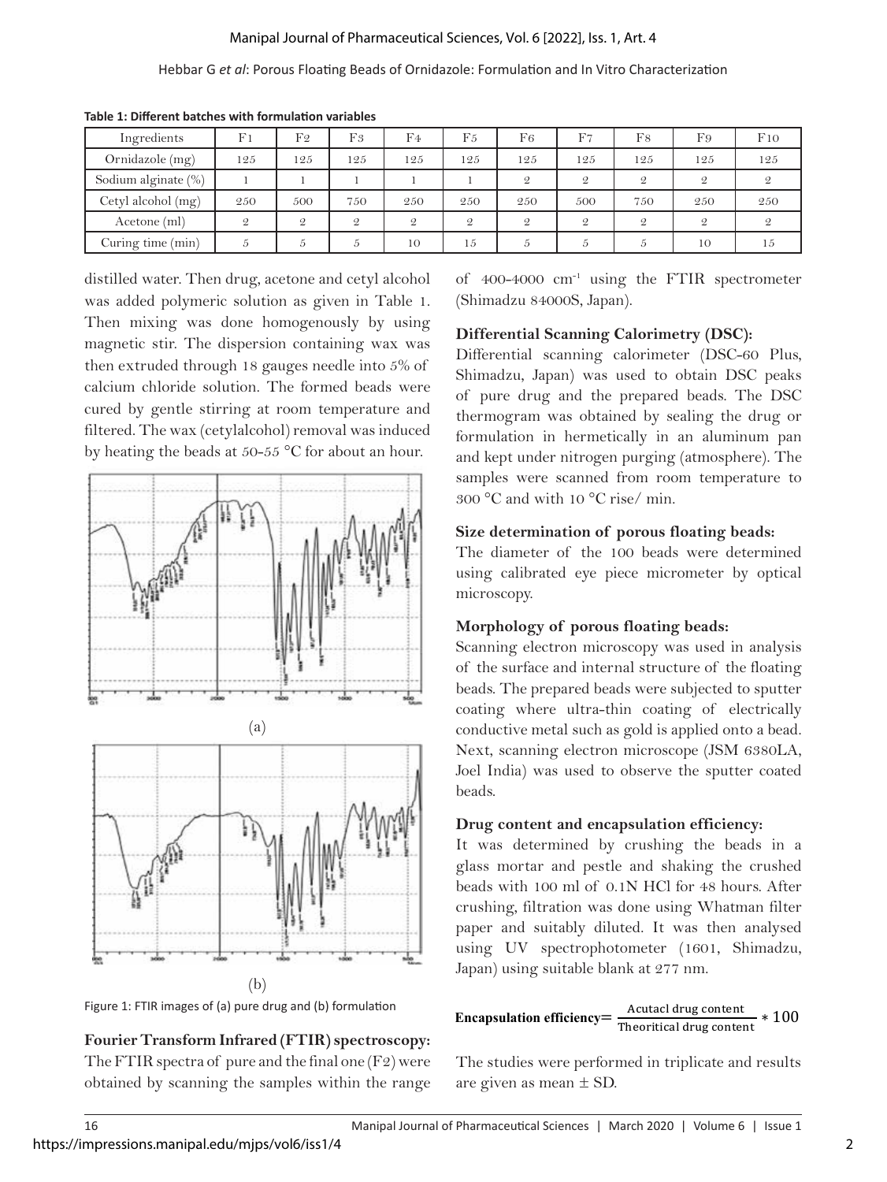**Table 1: Different batches with formulation variables**

| Ingredients | F1 | F2 | F3 | F4 | F5 | F6 | F7 | F8 | F9 | F10 |
|---|---|---|---|---|---|---|---|---|---|---|
| Ornidazole (mg) | 125 | 125 | 125 | 125 | 125 | 125 | 125 | 125 | 125 | 125 |
| Sodium alginate (%) | 1 | 1 | 1 | 1 | 1 | 2 | 2 | 2 | 2 | 2 |
| Cetyl alcohol (mg) | 250 | 500 | 750 | 250 | 250 | 250 | 500 | 750 | 250 | 250 |
| Acetone (ml) | 2 | 2 | 2 | 2 | 2 | 2 | 2 | 2 | 2 | 2 |
| Curing time (min) | 5 | 5 | 5 | 10 | 15 | 5 | 5 | 5 | 10 | 15 |

distilled water. Then drug, acetone and cetyl alcohol was added polymeric solution as given in Table 1. Then mixing was done homogenously by using magnetic stir. The dispersion containing wax was then extruded through 18 gauges needle into 5% of calcium chloride solution. The formed beads were cured by gentle stirring at room temperature and filtered. The wax (cetylalcohol) removal was induced by heating the beads at 50-55 °C for about an hour.

(a)

(b)

Figure 1: FTIR images of (a) pure drug and (b) formulation

**Fourier Transform Infrared (FTIR) spectroscopy:**

The FTIR spectra of pure and the final one (F2) were obtained by scanning the samples within the range of 400-4000 $cm^{-1}$ using the FTIR spectrometer (Shimadzu 84000S, Japan).

**Differential Scanning Calorimetry (DSC):**

Differential scanning calorimeter (DSC-60 Plus, Shimadzu, Japan) was used to obtain DSC peaks of pure drug and the prepared beads. The DSC thermogram was obtained by sealing the drug or formulation in hermetically in an aluminum pan and kept under nitrogen purging (atmosphere). The samples were scanned from room temperature to 300 °C and with 10 °C rise/ min.

**Size determination of porous floating beads:**

The diameter of the 100 beads were determined using calibrated eye piece micrometer by optical microscopy.

**Morphology of porous floating beads:**

Scanning electron microscopy was used in analysis of the surface and internal structure of the floating beads. The prepared beads were subjected to sputter coating where ultra-thin coating of electrically conductive metal such as gold is applied onto a bead. Next, scanning electron microscope (JSM 6380LA, Joel India) was used to observe the sputter coated beads.

**Drug content and encapsulation efficiency:**

It was determined by crushing the beads in a glass mortar and pestle and shaking the crushed beads with 100 ml of 0.1N HCl for 48 hours. After crushing, filtration was done using Whatman filter paper and suitably diluted. It was then analysed using UV spectrophotometer (1601, Shimadzu, Japan) using suitable blank at 277 nm.

$$\textbf{Encapsulation efficiency} = \frac{\text{Acutacl drug content}}{\text{Theoritical drug content}} * 100$$

The studies were performed in triplicate and results are given as mean ± SD.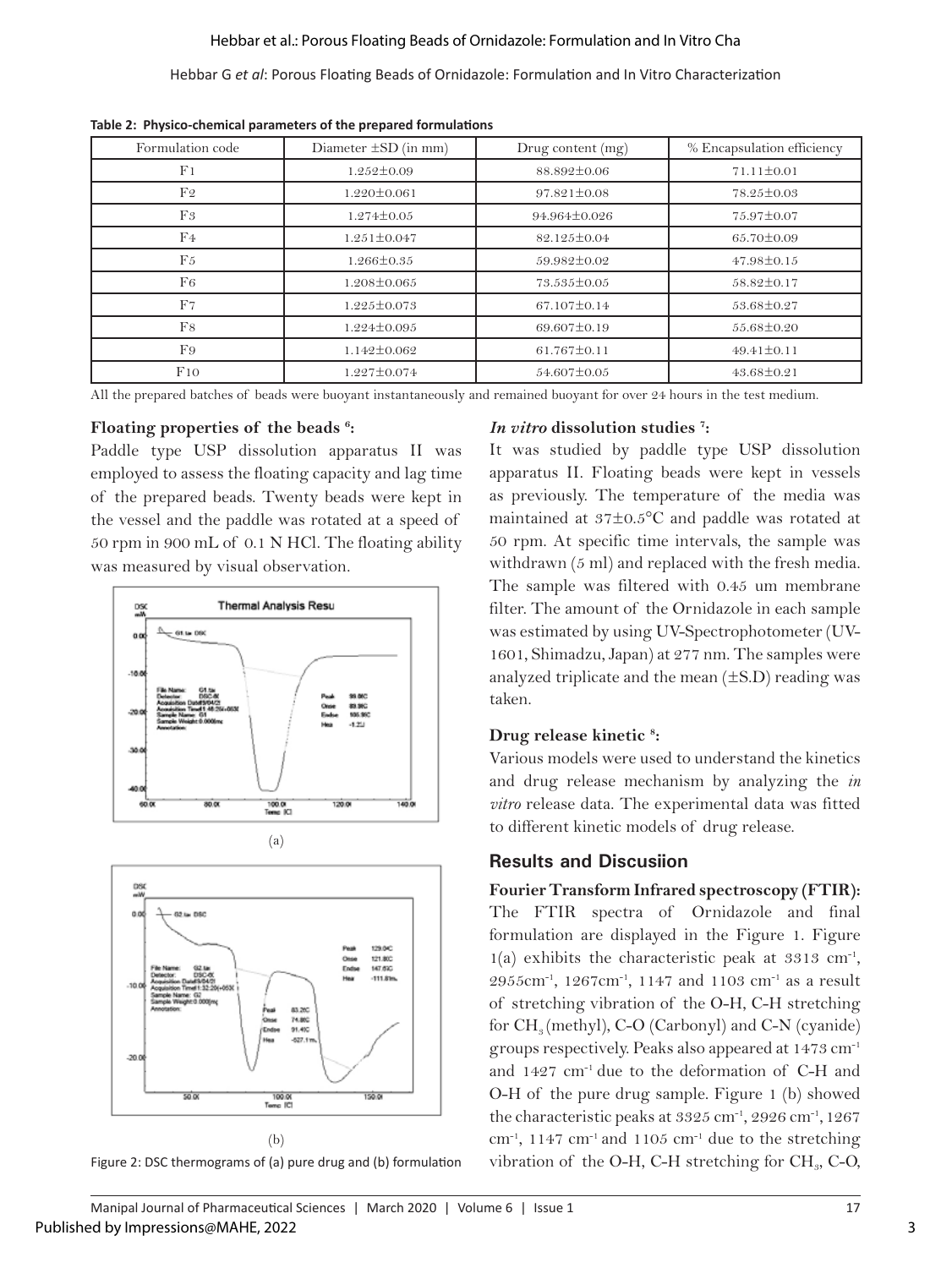**Table 2: Physico-chemical parameters of the prepared formulations**

| Formulation code | Diameter ±SD (in mm) | Drug content (mg) | % Encapsulation efficiency |
|---|---|---|---|
| F1 | 1.252±0.09 | 88.892±0.06 | 71.11±0.01 |
| F2 | 1.220±0.061 | 97.821±0.08 | 78.25±0.03 |
| F3 | 1.274±0.05 | 94.964±0.026 | 75.97±0.07 |
| F4 | 1.251±0.047 | 82.125±0.04 | 65.70±0.09 |
| F5 | 1.266±0.35 | 59.982±0.02 | 47.98±0.15 |
| F6 | 1.208±0.065 | 73.535±0.05 | 58.82±0.17 |
| F7 | 1.225±0.073 | 67.107±0.14 | 53.68±0.27 |
| F8 | 1.224±0.095 | 69.607±0.19 | 55.68±0.20 |
| F9 | 1.142±0.062 | 61.767±0.11 | 49.41±0.11 |
| F10 | 1.227±0.074 | 54.607±0.05 | 43.68±0.21 |

All the prepared batches of beads were buoyant instantaneously and remained buoyant for over 24 hours in the test medium.

### Floating properties of the beads [6]:

Paddle type USP dissolution apparatus II was employed to assess the floating capacity and lag time of the prepared beads. Twenty beads were kept in the vessel and the paddle was rotated at a speed of 50 rpm in 900 mL of 0.1 N HCl. The floating ability was measured by visual observation.

(a)

(b)

Figure 2: DSC thermograms of (a) pure drug and (b) formulation

### *In vitro* dissolution studies [7]:

It was studied by paddle type USP dissolution apparatus II. Floating beads were kept in vessels as previously. The temperature of the media was maintained at 37±0.5°C and paddle was rotated at 50 rpm. At specific time intervals, the sample was withdrawn (5 ml) and replaced with the fresh media. The sample was filtered with 0.45 um membrane filter. The amount of the Ornidazole in each sample was estimated by using UV-Spectrophotometer (UV-1601, Shimadzu, Japan) at 277 nm. The samples were analyzed triplicate and the mean (±S.D) reading was taken.

### Drug release kinetic [8]:

Various models were used to understand the kinetics and drug release mechanism by analyzing the *in vitro* release data. The experimental data was fitted to different kinetic models of drug release.

## Results and Discusiion

### Fourier Transform Infrared spectroscopy (FTIR):

The FTIR spectra of Ornidazole and final formulation are displayed in the Figure 1. Figure 1(a) exhibits the characteristic peak at 3313 $cm^{-1}$, 2955$cm^{-1}$, 1267$cm^{-1}$, 1147 and 1103 $cm^{-1}$ as a result of stretching vibration of the O-H, C-H stretching for $CH_3$ (methyl), C-O (Carbonyl) and C-N (cyanide) groups respectively. Peaks also appeared at 1473 $cm^{-1}$ and 1427 $cm^{-1}$ due to the deformation of C-H and O-H of the pure drug sample. Figure 1 (b) showed the characteristic peaks at 3325 $cm^{-1}$, 2926 $cm^{-1}$, 1267 $cm^{-1}$, 1147 $cm^{-1}$ and 1105 $cm^{-1}$ due to the stretching vibration of the O-H, C-H stretching for $CH_3$, C-O,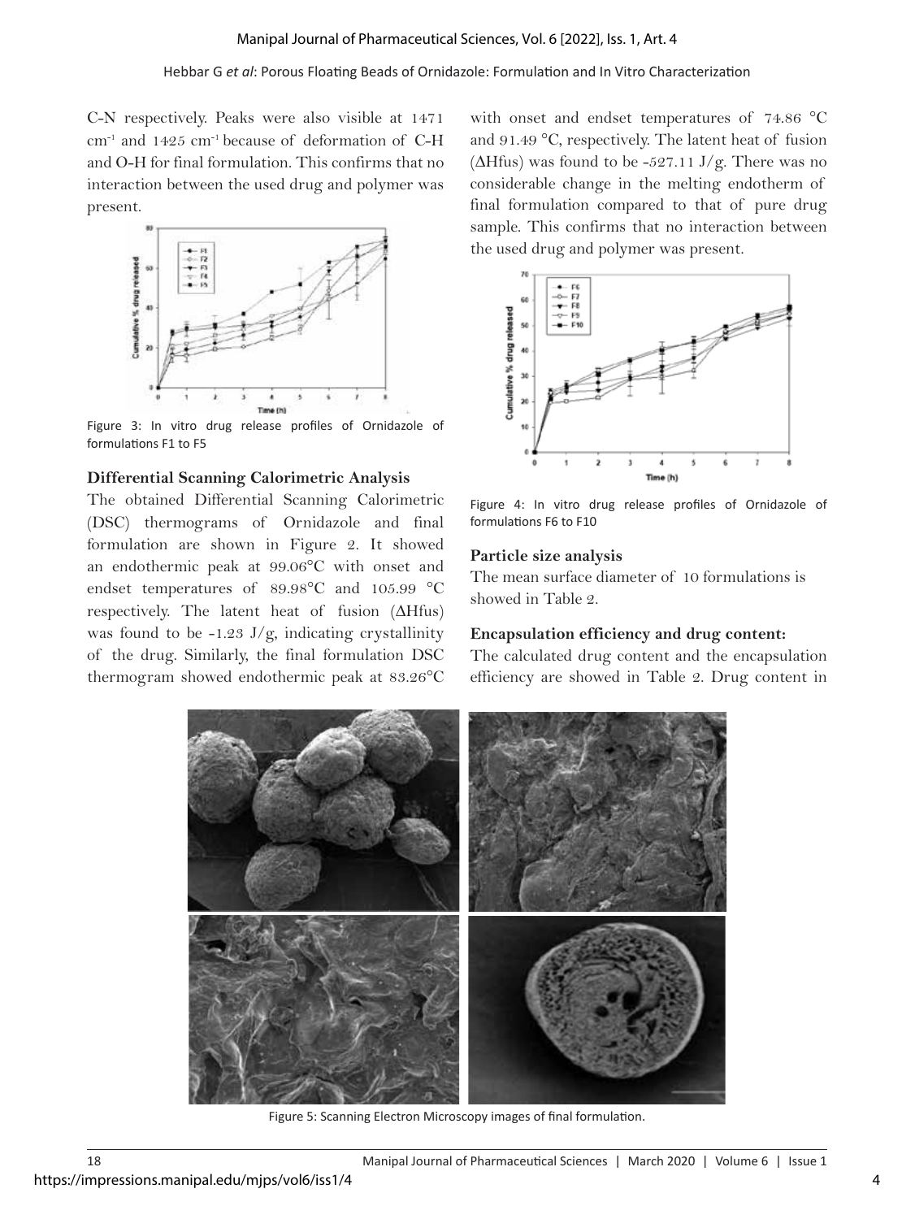C-N respectively. Peaks were also visible at 1471 $cm^{-1}$ and 1425 $cm^{-1}$ because of deformation of C-H and O-H for final formulation. This confirms that no interaction between the used drug and polymer was present.

Figure 3: In vitro drug release profiles of Ornidazole of formulations F1 to F5

### Differential Scanning Calorimetric Analysis

The obtained Differential Scanning Calorimetric (DSC) thermograms of Ornidazole and final formulation are shown in Figure 2. It showed an endothermic peak at 99.06°C with onset and endset temperatures of 89.98°C and 105.99 °C respectively. The latent heat of fusion (ΔHfus) was found to be -1.23 J/g, indicating crystallinity of the drug. Similarly, the final formulation DSC thermogram showed endothermic peak at 83.26°C with onset and endset temperatures of 74.86 °C and 91.49 °C, respectively. The latent heat of fusion (ΔHfus) was found to be -527.11 J/g. There was no considerable change in the melting endotherm of final formulation compared to that of pure drug sample. This confirms that no interaction between the used drug and polymer was present.

Figure 4: In vitro drug release profiles of Ornidazole of formulations F6 to F10

### Particle size analysis

The mean surface diameter of 10 formulations is showed in Table 2.

### Encapsulation efficiency and drug content:

The calculated drug content and the encapsulation efficiency are showed in Table 2. Drug content in

Figure 5: Scanning Electron Microscopy images of final formulation.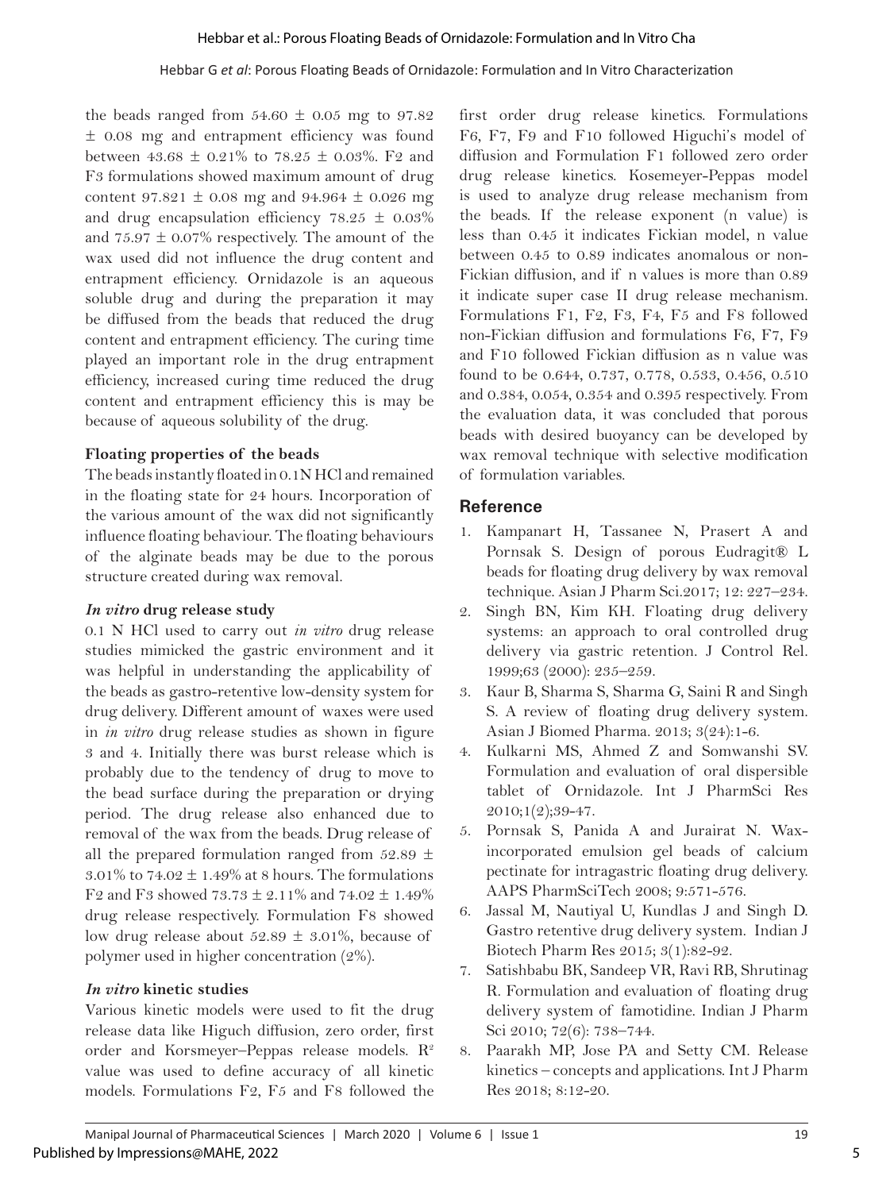the beads ranged from 54.60 ± 0.05 mg to 97.82 ± 0.08 mg and entrapment efficiency was found between 43.68 ± 0.21% to 78.25 ± 0.03%. F2 and F3 formulations showed maximum amount of drug content 97.821 ± 0.08 mg and 94.964 ± 0.026 mg and drug encapsulation efficiency 78.25 ± 0.03% and 75.97 ± 0.07% respectively. The amount of the wax used did not influence the drug content and entrapment efficiency. Ornidazole is an aqueous soluble drug and during the preparation it may be diffused from the beads that reduced the drug content and entrapment efficiency. The curing time played an important role in the drug entrapment efficiency, increased curing time reduced the drug content and entrapment efficiency this is may be because of aqueous solubility of the drug.

### Floating properties of the beads

The beads instantly floated in 0.1N HCl and remained in the floating state for 24 hours. Incorporation of the various amount of the wax did not significantly influence floating behaviour. The floating behaviours of the alginate beads may be due to the porous structure created during wax removal.

### *In vitro* drug release study

0.1 N HCl used to carry out *in vitro* drug release studies mimicked the gastric environment and it was helpful in understanding the applicability of the beads as gastro-retentive low-density system for drug delivery. Different amount of waxes were used in *in vitro* drug release studies as shown in figure 3 and 4. Initially there was burst release which is probably due to the tendency of drug to move to the bead surface during the preparation or drying period. The drug release also enhanced due to removal of the wax from the beads. Drug release of all the prepared formulation ranged from 52.89 ± 3.01% to 74.02 ± 1.49% at 8 hours. The formulations F2 and F3 showed 73.73 ± 2.11% and 74.02 ± 1.49% drug release respectively. Formulation F8 showed low drug release about 52.89 ± 3.01%, because of polymer used in higher concentration (2%).

### *In vitro* kinetic studies

Various kinetic models were used to fit the drug release data like Higuch diffusion, zero order, first order and Korsmeyer–Peppas release models. $R^2$ value was used to define accuracy of all kinetic models. Formulations F2, F5 and F8 followed the first order drug release kinetics. Formulations F6, F7, F9 and F10 followed Higuchi's model of diffusion and Formulation F1 followed zero order drug release kinetics. Kosemeyer-Peppas model is used to analyze drug release mechanism from the beads. If the release exponent (n value) is less than 0.45 it indicates Fickian model, n value between 0.45 to 0.89 indicates anomalous or non-Fickian diffusion, and if n values is more than 0.89 it indicate super case II drug release mechanism. Formulations F1, F2, F3, F4, F5 and F8 followed non-Fickian diffusion and formulations F6, F7, F9 and F10 followed Fickian diffusion as n value was found to be 0.644, 0.737, 0.778, 0.533, 0.456, 0.510 and 0.384, 0.054, 0.354 and 0.395 respectively. From the evaluation data, it was concluded that porous beads with desired buoyancy can be developed by wax removal technique with selective modification of formulation variables.

## Reference

1. Kampanart H, Tassanee N, Prasert A and Pornsak S. Design of porous Eudragit® L beads for floating drug delivery by wax removal technique. Asian J Pharm Sci.2017; 12: 227–234.
2. Singh BN, Kim KH. Floating drug delivery systems: an approach to oral controlled drug delivery via gastric retention. J Control Rel. 1999;63 (2000): 235–259.
3. Kaur B, Sharma S, Sharma G, Saini R and Singh S. A review of floating drug delivery system. Asian J Biomed Pharma. 2013; 3(24):1-6.
4. Kulkarni MS, Ahmed Z and Somwanshi SV. Formulation and evaluation of oral dispersible tablet of Ornidazole. Int J PharmSci Res 2010;1(2);39-47.
5. Pornsak S, Panida A and Jurairat N. Wax-incorporated emulsion gel beads of calcium pectinate for intragastric floating drug delivery. AAPS PharmSciTech 2008; 9:571-576.
6. Jassal M, Nautiyal U, Kundlas J and Singh D. Gastro retentive drug delivery system. Indian J Biotech Pharm Res 2015; 3(1):82-92.
7. Satishbabu BK, Sandeep VR, Ravi RB, Shrutinag R. Formulation and evaluation of floating drug delivery system of famotidine. Indian J Pharm Sci 2010; 72(6): 738–744.
8. Paarakh MP, Jose PA and Setty CM. Release kinetics – concepts and applications. Int J Pharm Res 2018; 8:12-20.